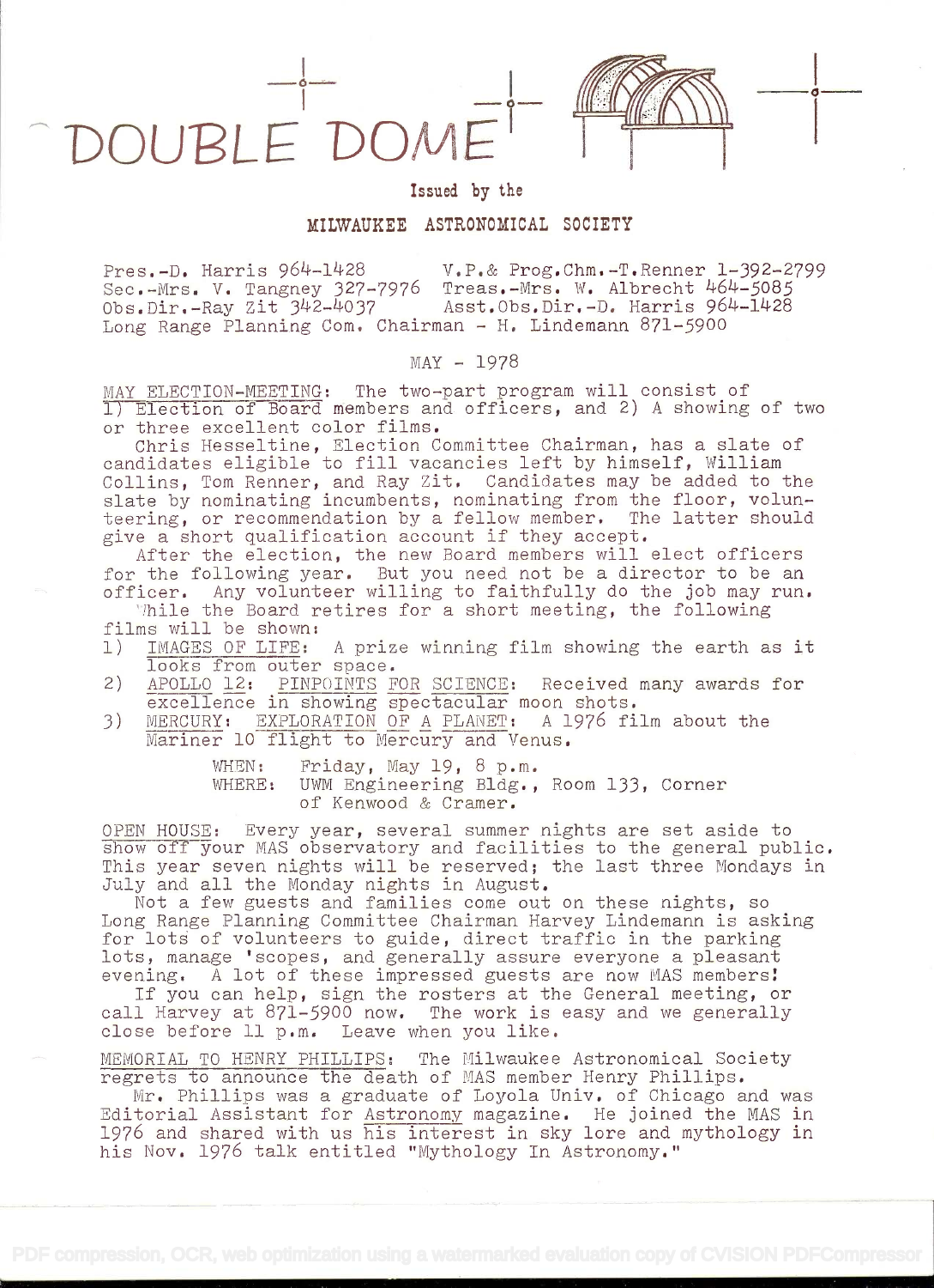# DOUBLE DOME

Issued by the

MILWAUKEE ASTRONOMICAL SOCIETY

Pres.-D. Harris 964-1428 V.P.& Prog.Chm.-T.Renner 1-392-2799
Sec.-Mrs. V. Tangney 327-7976 Treas.-Mrs. W. Albrecht 464-5085
Obs.Dir.-Ray Zit 342-4037 Asst.Obs.Dir.-D. Harris 964-1428
Long Range Planning Com. Chairman - H. Lindemann 871-5900

MAY - 1978

MAY ELECTION-MEETING: The two-part program will consist of 1) Election of Board members and officers, and 2) A showing of two or three excellent color films.

Chris Hesseltine, Election Committee Chairman, has a slate of candidates eligible to fill vacancies left by himself, William Collins, Tom Renner, and Ray Zit. Candidates may be added to the slate by nominating incumbents, nominating from the floor, volunteering, or recommendation by a fellow member. The latter should give a short qualification account if they accept.

After the election, the new Board members will elect officers for the following year. But you need not be a director to be an officer. Any volunteer willing to faithfully do the job may run.

While the Board retires for a short meeting, the following films will be shown:

1) IMAGES OF LIFE: A prize winning film showing the earth as it looks from outer space.
2) APOLLO 12: PINPOINTS FOR SCIENCE: Received many awards for excellence in showing spectacular moon shots.
3) MERCURY: EXPLORATION OF A PLANET: A 1976 film about the Mariner 10 flight to Mercury and Venus.

WHEN: Friday, May 19, 8 p.m.
WHERE: UWM Engineering Bldg., Room 133, Corner of Kenwood & Cramer.

OPEN HOUSE: Every year, several summer nights are set aside to show off your MAS observatory and facilities to the general public. This year seven nights will be reserved; the last three Mondays in July and all the Monday nights in August.

Not a few guests and families come out on these nights, so Long Range Planning Committee Chairman Harvey Lindemann is asking for lots of volunteers to guide, direct traffic in the parking lots, manage 'scopes, and generally assure everyone a pleasant evening. A lot of these impressed guests are now MAS members!

If you can help, sign the rosters at the General meeting, or call Harvey at 871-5900 now. The work is easy and we generally close before 11 p.m. Leave when you like.

MEMORIAL TO HENRY PHILLIPS: The Milwaukee Astronomical Society regrets to announce the death of MAS member Henry Phillips.

Mr. Phillips was a graduate of Loyola Univ. of Chicago and was Editorial Assistant for Astronomy magazine. He joined the MAS in 1976 and shared with us his interest in sky lore and mythology in his Nov. 1976 talk entitled "Mythology In Astronomy."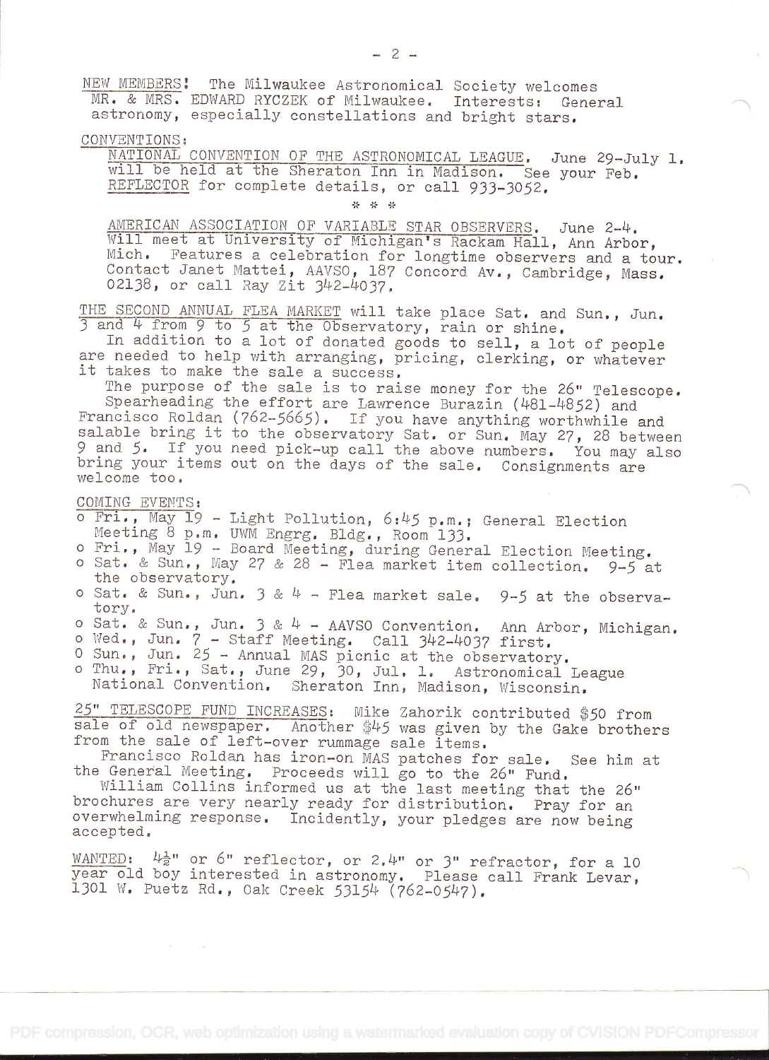NEW MEMBERS! The Milwaukee Astronomical Society welcomes MR. & MRS. EDWARD RYCZEK of Milwaukee. Interests: General astronomy, especially constellations and bright stars.

CONVENTIONS:

NATIONAL CONVENTION OF THE ASTRONOMICAL LEAGUE. June 29-July 1, will be held at the Sheraton Inn in Madison. See your Feb. REFLECTOR for complete details, or call 933-3052.

\* \* \*

AMERICAN ASSOCIATION OF VARIABLE STAR OBSERVERS. June 2-4. Will meet at University of Michigan's Rackam Hall, Ann Arbor, Mich. Features a celebration for longtime observers and a tour. Contact Janet Mattei, AAVSO, 187 Concord Av., Cambridge, Mass. 02138, or call Ray Zit 342-4037.

THE SECOND ANNUAL FLEA MARKET will take place Sat. and Sun., Jun. 3 and 4 from 9 to 5 at the Observatory, rain or shine.

In addition to a lot of donated goods to sell, a lot of people are needed to help with arranging, pricing, clerking, or whatever it takes to make the sale a success.

The purpose of the sale is to raise money for the 26" Telescope. Spearheading the effort are Lawrence Burazin (481-4852) and Francisco Roldan (762-5665). If you have anything worthwhile and salable bring it to the observatory Sat. or Sun. May 27, 28 between 9 and 5. If you need pick-up call the above numbers. You may also bring your items out on the days of the sale. Consignments are welcome too.

COMING EVENTS:

- Fri., May 19 - Light Pollution, 6:45 p.m.; General Election Meeting 8 p.m. UWM Engrg. Bldg., Room 133.
- Fri., May 19 - Board Meeting, during General Election Meeting.
- Sat. & Sun., May 27 & 28 - Flea market item collection. 9-5 at the observatory.
- Sat. & Sun., Jun. 3 & 4 - Flea market sale. 9-5 at the observatory.
- Sat. & Sun., Jun. 3 & 4 - AAVSO Convention. Ann Arbor, Michigan.
- Wed., Jun. 7 - Staff Meeting. Call 342-4037 first.
- Sun., Jun. 25 - Annual MAS picnic at the observatory.
- Thu., Fri., Sat., June 29, 30, Jul. 1. Astronomical League National Convention. Sheraton Inn, Madison, Wisconsin.

25" TELESCOPE FUND INCREASES: Mike Zahorik contributed $50 from sale of old newspaper. Another $45 was given by the Gake brothers from the sale of left-over rummage sale items.

Francisco Roldan has iron-on MAS patches for sale. See him at the General Meeting. Proceeds will go to the 26" Fund.

William Collins informed us at the last meeting that the 26" brochures are very nearly ready for distribution. Pray for an overwhelming response. Incidently, your pledges are now being accepted.

WANTED: 4½" or 6" reflector, or 2.4" or 3" refractor, for a 10 year old boy interested in astronomy. Please call Frank Levar, 1301 W. Puetz Rd., Oak Creek 53154 (762-0547).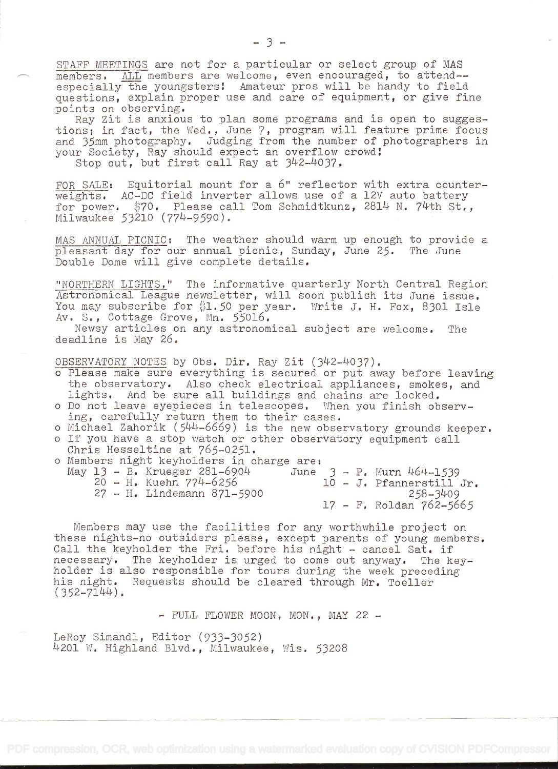STAFF MEETINGS are not for a particular or select group of MAS members. ALL members are welcome, even encouraged, to attend--especially the youngsters! Amateur pros will be handy to field questions, explain proper use and care of equipment, or give fine points on observing.

Ray Zit is anxious to plan some programs and is open to suggestions; in fact, the Wed., June 7, program will feature prime focus and 35mm photography. Judging from the number of photographers in your Society, Ray should expect an overflow crowd!

Stop out, but first call Ray at 342-4037.

FOR SALE: Equitorial mount for a 6" reflector with extra counterweights. AC-DC field inverter allows use of a 12V auto battery for power. $70. Please call Tom Schmidtkunz, 2814 N. 74th St., Milwaukee 53210 (774-9590).

MAS ANNUAL PICNIC: The weather should warm up enough to provide a pleasant day for our annual picnic, Sunday, June 25. The June Double Dome will give complete details.

"NORTHERN LIGHTS," The informative quarterly North Central Region Astronomical League newsletter, will soon publish its June issue. You may subscribe for $1.50 per year. Write J. H. Fox, 8301 Isle Av. S., Cottage Grove, Mn. 55016.

Newsy articles on any astronomical subject are welcome. The deadline is May 26.

OBSERVATORY NOTES by Obs. Dir. Ray Zit (342-4037).

- Please make sure everything is secured or put away before leaving the observatory. Also check electrical appliances, smokes, and lights. And be sure all buildings and chains are locked.
- Do not leave eyepieces in telescopes. When you finish observing, carefully return them to their cases.
- Michael Zahorik (544-6669) is the new observatory grounds keeper.
- If you have a stop watch or other observatory equipment call Chris Hesseltine at 765-0251.
- Members night keyholders in charge are:

| | |
|---|---|
| May 13 - B. Krueger 281-6904 | June 3 - P. Murn 464-1539 |
| 20 - H. Kuehn 774-6256 | 10 - J. Pfannerstill Jr. 258-3409 |
| 27 - H. Lindemann 871-5900 | 17 - F. Roldan 762-5665 |

Members may use the facilities for any worthwhile project on these nights-no outsiders please, except parents of young members. Call the keyholder the Fri. before his night - cancel Sat. if necessary. The keyholder is urged to come out anyway. The keyholder is also responsible for tours during the week preceding his night. Requests should be cleared through Mr. Toeller (352-7144).

- FULL FLOWER MOON, MON., MAY 22 -

LeRoy Simandl, Editor (933-3052)
4201 W. Highland Blvd., Milwaukee, Wis. 53208